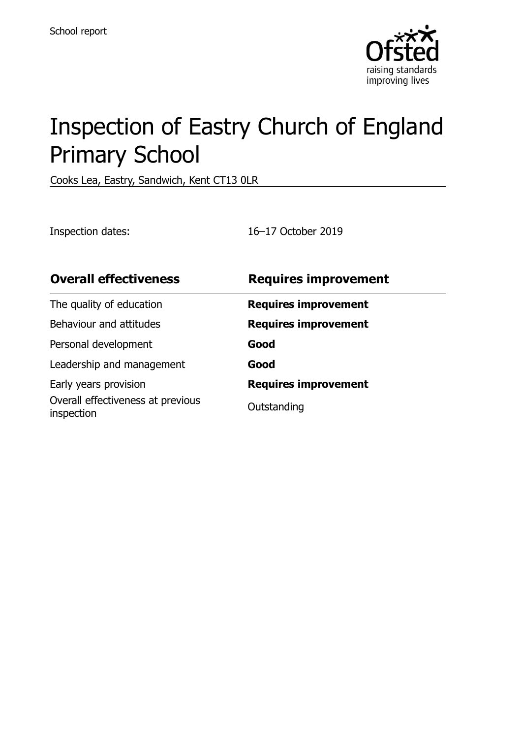School report

# Inspection of Eastry Church of England Primary School

Cooks Lea, Eastry, Sandwich, Kent CT13 0LR

Inspection dates: 16–17 October 2019

| **Overall effectiveness** | **Requires improvement** |
| --- | --- |
| The quality of education | **Requires improvement** |
| Behaviour and attitudes | **Requires improvement** |
| Personal development | **Good** |
| Leadership and management | **Good** |
| Early years provision | **Requires improvement** |
| Overall effectiveness at previous inspection | Outstanding |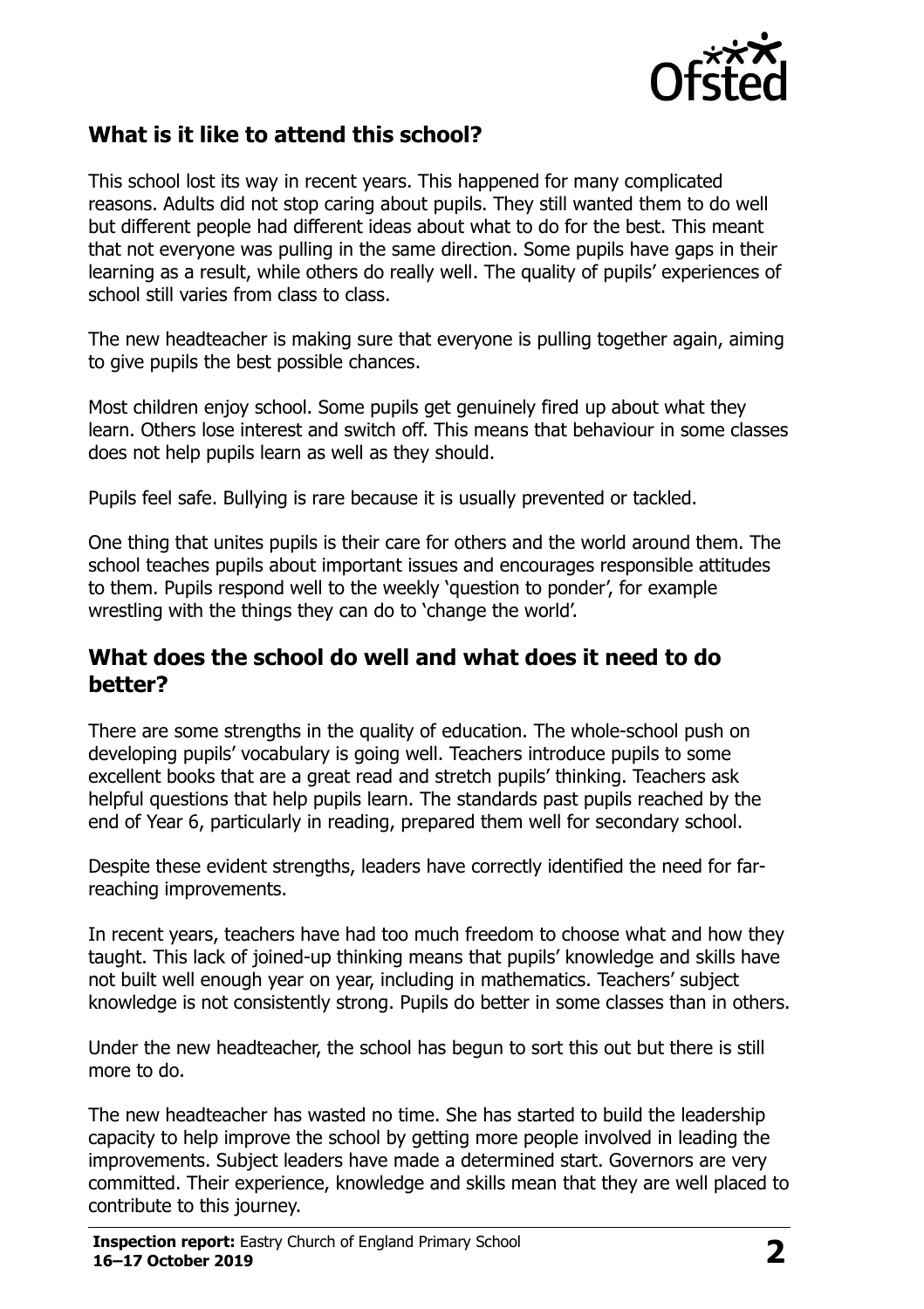## What is it like to attend this school?

This school lost its way in recent years. This happened for many complicated reasons. Adults did not stop caring about pupils. They still wanted them to do well but different people had different ideas about what to do for the best. This meant that not everyone was pulling in the same direction. Some pupils have gaps in their learning as a result, while others do really well. The quality of pupils' experiences of school still varies from class to class.

The new headteacher is making sure that everyone is pulling together again, aiming to give pupils the best possible chances.

Most children enjoy school. Some pupils get genuinely fired up about what they learn. Others lose interest and switch off. This means that behaviour in some classes does not help pupils learn as well as they should.

Pupils feel safe. Bullying is rare because it is usually prevented or tackled.

One thing that unites pupils is their care for others and the world around them. The school teaches pupils about important issues and encourages responsible attitudes to them. Pupils respond well to the weekly 'question to ponder', for example wrestling with the things they can do to 'change the world'.

## What does the school do well and what does it need to do better?

There are some strengths in the quality of education. The whole-school push on developing pupils' vocabulary is going well. Teachers introduce pupils to some excellent books that are a great read and stretch pupils' thinking. Teachers ask helpful questions that help pupils learn. The standards past pupils reached by the end of Year 6, particularly in reading, prepared them well for secondary school.

Despite these evident strengths, leaders have correctly identified the need for far-reaching improvements.

In recent years, teachers have had too much freedom to choose what and how they taught. This lack of joined-up thinking means that pupils' knowledge and skills have not built well enough year on year, including in mathematics. Teachers' subject knowledge is not consistently strong. Pupils do better in some classes than in others.

Under the new headteacher, the school has begun to sort this out but there is still more to do.

The new headteacher has wasted no time. She has started to build the leadership capacity to help improve the school by getting more people involved in leading the improvements. Subject leaders have made a determined start. Governors are very committed. Their experience, knowledge and skills mean that they are well placed to contribute to this journey.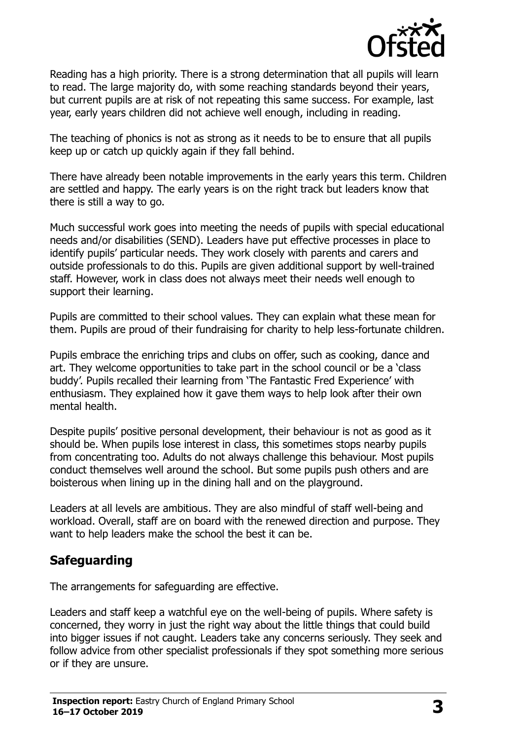Reading has a high priority. There is a strong determination that all pupils will learn to read. The large majority do, with some reaching standards beyond their years, but current pupils are at risk of not repeating this same success. For example, last year, early years children did not achieve well enough, including in reading.

The teaching of phonics is not as strong as it needs to be to ensure that all pupils keep up or catch up quickly again if they fall behind.

There have already been notable improvements in the early years this term. Children are settled and happy. The early years is on the right track but leaders know that there is still a way to go.

Much successful work goes into meeting the needs of pupils with special educational needs and/or disabilities (SEND). Leaders have put effective processes in place to identify pupils' particular needs. They work closely with parents and carers and outside professionals to do this. Pupils are given additional support by well-trained staff. However, work in class does not always meet their needs well enough to support their learning.

Pupils are committed to their school values. They can explain what these mean for them. Pupils are proud of their fundraising for charity to help less-fortunate children.

Pupils embrace the enriching trips and clubs on offer, such as cooking, dance and art. They welcome opportunities to take part in the school council or be a 'class buddy'. Pupils recalled their learning from 'The Fantastic Fred Experience' with enthusiasm. They explained how it gave them ways to help look after their own mental health.

Despite pupils' positive personal development, their behaviour is not as good as it should be. When pupils lose interest in class, this sometimes stops nearby pupils from concentrating too. Adults do not always challenge this behaviour. Most pupils conduct themselves well around the school. But some pupils push others and are boisterous when lining up in the dining hall and on the playground.

Leaders at all levels are ambitious. They are also mindful of staff well-being and workload. Overall, staff are on board with the renewed direction and purpose. They want to help leaders make the school the best it can be.

## Safeguarding

The arrangements for safeguarding are effective.

Leaders and staff keep a watchful eye on the well-being of pupils. Where safety is concerned, they worry in just the right way about the little things that could build into bigger issues if not caught. Leaders take any concerns seriously. They seek and follow advice from other specialist professionals if they spot something more serious or if they are unsure.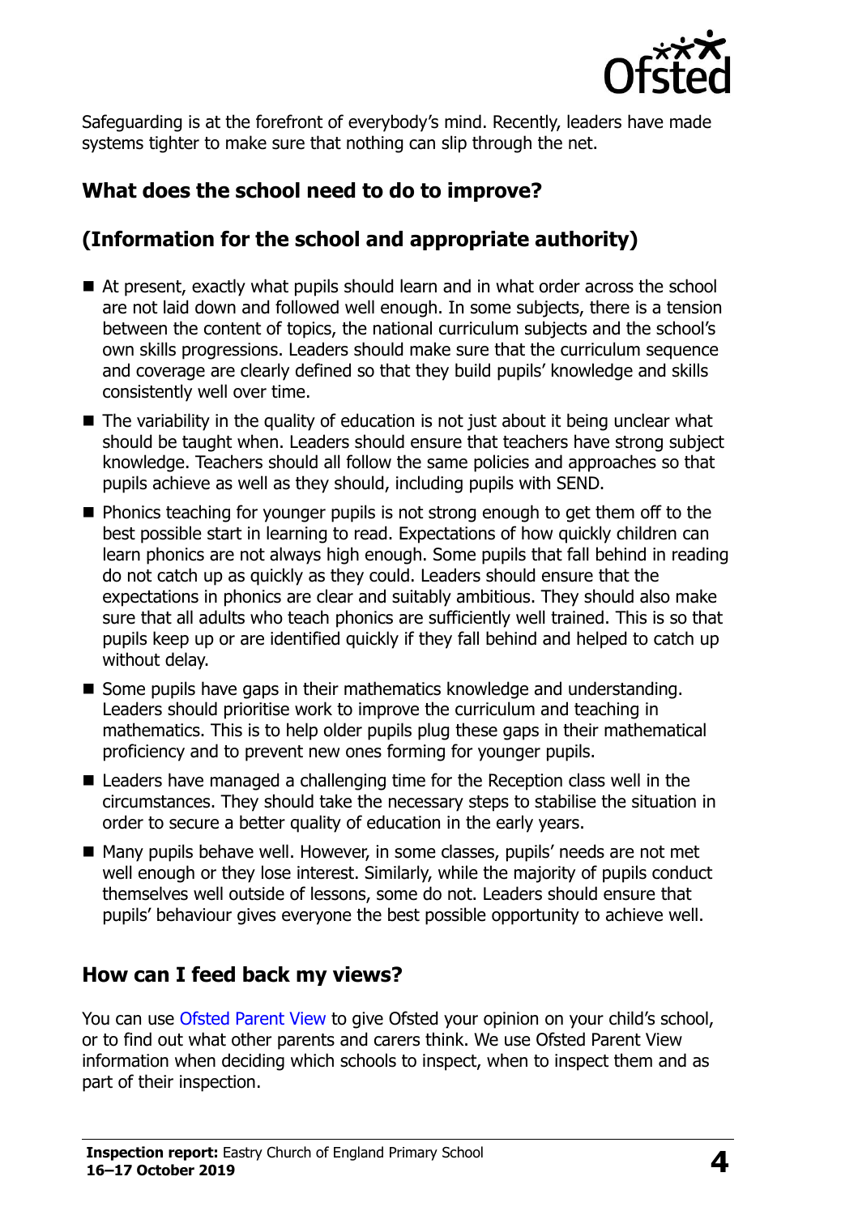Safeguarding is at the forefront of everybody's mind. Recently, leaders have made systems tighter to make sure that nothing can slip through the net.

## What does the school need to do to improve?

## (Information for the school and appropriate authority)

- At present, exactly what pupils should learn and in what order across the school are not laid down and followed well enough. In some subjects, there is a tension between the content of topics, the national curriculum subjects and the school's own skills progressions. Leaders should make sure that the curriculum sequence and coverage are clearly defined so that they build pupils' knowledge and skills consistently well over time.
- The variability in the quality of education is not just about it being unclear what should be taught when. Leaders should ensure that teachers have strong subject knowledge. Teachers should all follow the same policies and approaches so that pupils achieve as well as they should, including pupils with SEND.
- Phonics teaching for younger pupils is not strong enough to get them off to the best possible start in learning to read. Expectations of how quickly children can learn phonics are not always high enough. Some pupils that fall behind in reading do not catch up as quickly as they could. Leaders should ensure that the expectations in phonics are clear and suitably ambitious. They should also make sure that all adults who teach phonics are sufficiently well trained. This is so that pupils keep up or are identified quickly if they fall behind and helped to catch up without delay.
- Some pupils have gaps in their mathematics knowledge and understanding. Leaders should prioritise work to improve the curriculum and teaching in mathematics. This is to help older pupils plug these gaps in their mathematical proficiency and to prevent new ones forming for younger pupils.
- Leaders have managed a challenging time for the Reception class well in the circumstances. They should take the necessary steps to stabilise the situation in order to secure a better quality of education in the early years.
- Many pupils behave well. However, in some classes, pupils' needs are not met well enough or they lose interest. Similarly, while the majority of pupils conduct themselves well outside of lessons, some do not. Leaders should ensure that pupils' behaviour gives everyone the best possible opportunity to achieve well.

## How can I feed back my views?

You can use Ofsted Parent View to give Ofsted your opinion on your child's school, or to find out what other parents and carers think. We use Ofsted Parent View information when deciding which schools to inspect, when to inspect them and as part of their inspection.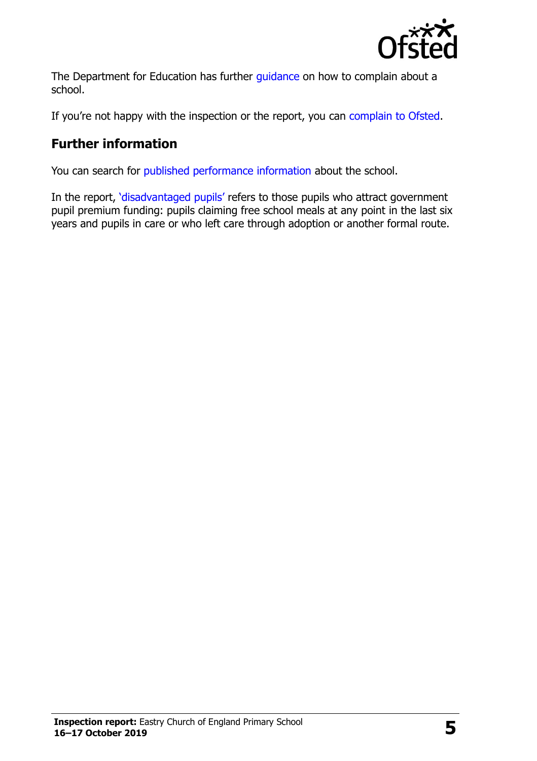The Department for Education has further guidance on how to complain about a school.

If you're not happy with the inspection or the report, you can complain to Ofsted.

## Further information

You can search for published performance information about the school.

In the report, 'disadvantaged pupils' refers to those pupils who attract government pupil premium funding: pupils claiming free school meals at any point in the last six years and pupils in care or who left care through adoption or another formal route.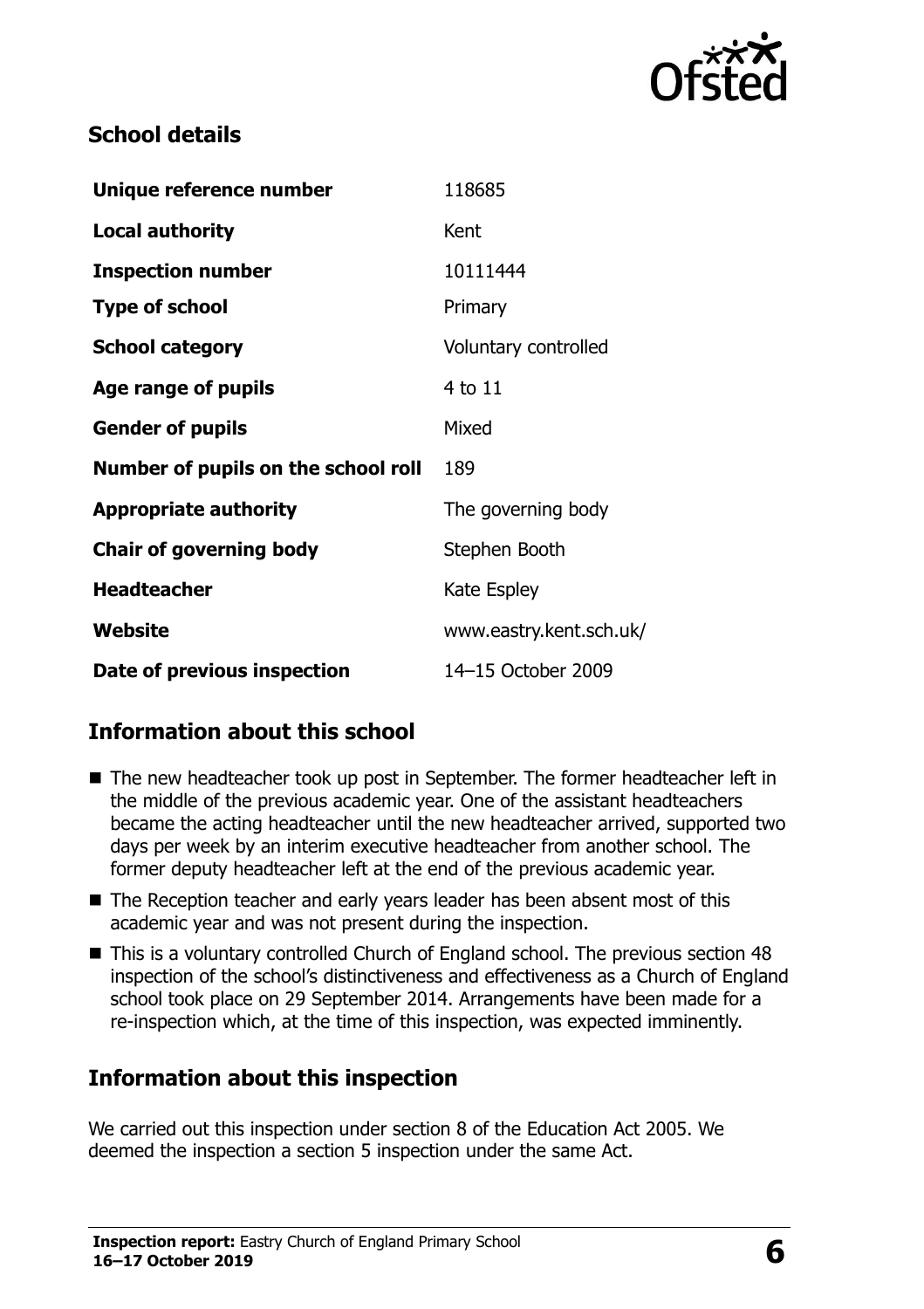## School details

| | |
|---|---|
| **Unique reference number** | 118685 |
| **Local authority** | Kent |
| **Inspection number** | 10111444 |
| **Type of school** | Primary |
| **School category** | Voluntary controlled |
| **Age range of pupils** | 4 to 11 |
| **Gender of pupils** | Mixed |
| **Number of pupils on the school roll** | 189 |
| **Appropriate authority** | The governing body |
| **Chair of governing body** | Stephen Booth |
| **Headteacher** | Kate Espley |
| **Website** | www.eastry.kent.sch.uk/ |
| **Date of previous inspection** | 14–15 October 2009 |

## Information about this school

- The new headteacher took up post in September. The former headteacher left in the middle of the previous academic year. One of the assistant headteachers became the acting headteacher until the new headteacher arrived, supported two days per week by an interim executive headteacher from another school. The former deputy headteacher left at the end of the previous academic year.
- The Reception teacher and early years leader has been absent most of this academic year and was not present during the inspection.
- This is a voluntary controlled Church of England school. The previous section 48 inspection of the school's distinctiveness and effectiveness as a Church of England school took place on 29 September 2014. Arrangements have been made for a re-inspection which, at the time of this inspection, was expected imminently.

## Information about this inspection

We carried out this inspection under section 8 of the Education Act 2005. We deemed the inspection a section 5 inspection under the same Act.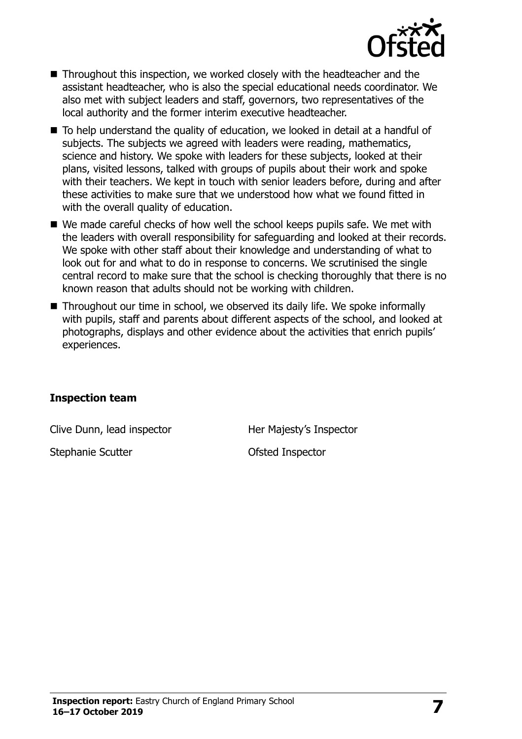- Throughout this inspection, we worked closely with the headteacher and the assistant headteacher, who is also the special educational needs coordinator. We also met with subject leaders and staff, governors, two representatives of the local authority and the former interim executive headteacher.
- To help understand the quality of education, we looked in detail at a handful of subjects. The subjects we agreed with leaders were reading, mathematics, science and history. We spoke with leaders for these subjects, looked at their plans, visited lessons, talked with groups of pupils about their work and spoke with their teachers. We kept in touch with senior leaders before, during and after these activities to make sure that we understood how what we found fitted in with the overall quality of education.
- We made careful checks of how well the school keeps pupils safe. We met with the leaders with overall responsibility for safeguarding and looked at their records. We spoke with other staff about their knowledge and understanding of what to look out for and what to do in response to concerns. We scrutinised the single central record to make sure that the school is checking thoroughly that there is no known reason that adults should not be working with children.
- Throughout our time in school, we observed its daily life. We spoke informally with pupils, staff and parents about different aspects of the school, and looked at photographs, displays and other evidence about the activities that enrich pupils' experiences.

**Inspection team**

| | |
|---|---|
| Clive Dunn, lead inspector | Her Majesty's Inspector |
| Stephanie Scutter | Ofsted Inspector |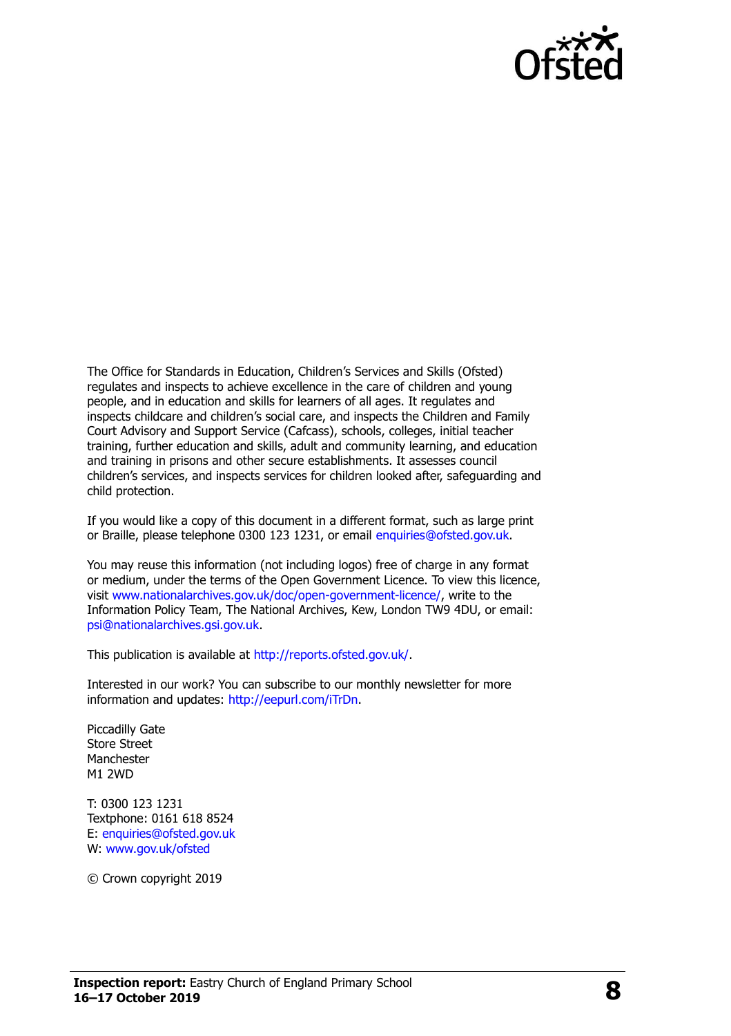The Office for Standards in Education, Children's Services and Skills (Ofsted) regulates and inspects to achieve excellence in the care of children and young people, and in education and skills for learners of all ages. It regulates and inspects childcare and children's social care, and inspects the Children and Family Court Advisory and Support Service (Cafcass), schools, colleges, initial teacher training, further education and skills, adult and community learning, and education and training in prisons and other secure establishments. It assesses council children's services, and inspects services for children looked after, safeguarding and child protection.

If you would like a copy of this document in a different format, such as large print or Braille, please telephone 0300 123 1231, or email enquiries@ofsted.gov.uk.

You may reuse this information (not including logos) free of charge in any format or medium, under the terms of the Open Government Licence. To view this licence, visit www.nationalarchives.gov.uk/doc/open-government-licence/, write to the Information Policy Team, The National Archives, Kew, London TW9 4DU, or email: psi@nationalarchives.gsi.gov.uk.

This publication is available at http://reports.ofsted.gov.uk/.

Interested in our work? You can subscribe to our monthly newsletter for more information and updates: http://eepurl.com/iTrDn.

Piccadilly Gate
Store Street
Manchester
M1 2WD

T: 0300 123 1231
Textphone: 0161 618 8524
E: enquiries@ofsted.gov.uk
W: www.gov.uk/ofsted

© Crown copyright 2019